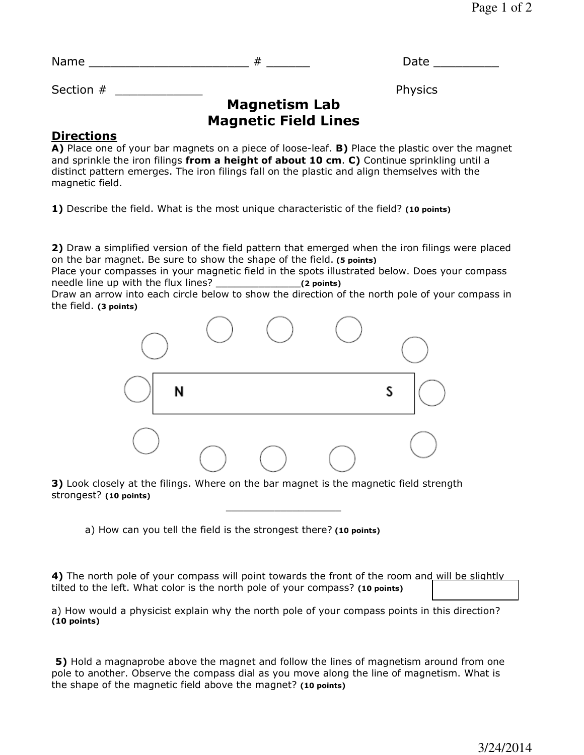Name ______________________ # ______ Date _________

Section # ____________ Physics

# Magnetism Lab
## Magnetic Field Lines

### Directions

**A)** Place one of your bar magnets on a piece of loose-leaf. **B)** Place the plastic over the magnet and sprinkle the iron filings **from a height of about 10 cm**. **C)** Continue sprinkling until a distinct pattern emerges. The iron filings fall on the plastic and align themselves with the magnetic field.

**1)** Describe the field. What is the most unique characteristic of the field? **(10 points)**

**2)** Draw a simplified version of the field pattern that emerged when the iron filings were placed on the bar magnet. Be sure to show the shape of the field. **(5 points)**
Place your compasses in your magnetic field in the spots illustrated below. Does your compass needle line up with the flux lines? ______________**(2 points)**
Draw an arrow into each circle below to show the direction of the north pole of your compass in the field. **(3 points)**

N S

**3)** Look closely at the filings. Where on the bar magnet is the magnetic field strength strongest? **(10 points)**

___________________

a) How can you tell the field is the strongest there? **(10 points)**

**4)** The north pole of your compass will point towards the front of the room and will be slightly tilted to the left. What color is the north pole of your compass? **(10 points)**

a) How would a physicist explain why the north pole of your compass points in this direction? **(10 points)**

**5)** Hold a magnaprobe above the magnet and follow the lines of magnetism around from one pole to another. Observe the compass dial as you move along the line of magnetism. What is the shape of the magnetic field above the magnet? **(10 points)**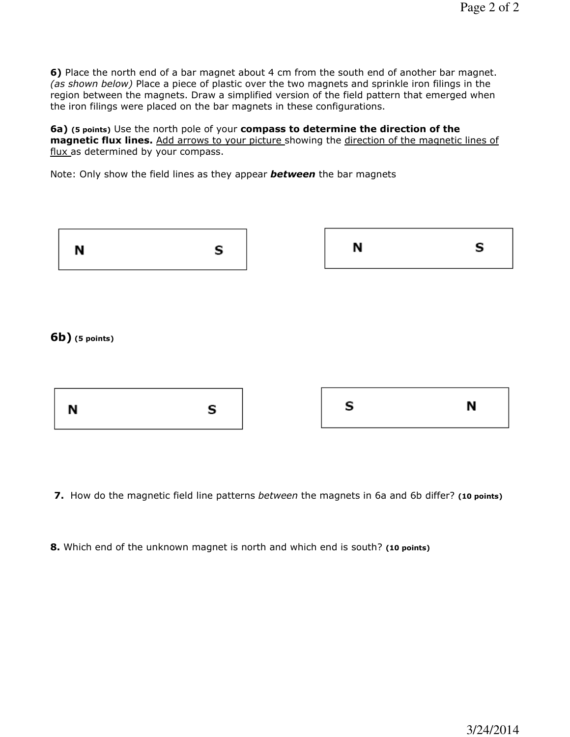**6)** Place the north end of a bar magnet about 4 cm from the south end of another bar magnet. *(as shown below)* Place a piece of plastic over the two magnets and sprinkle iron filings in the region between the magnets. Draw a simplified version of the field pattern that emerged when the iron filings were placed on the bar magnets in these configurations.

**6a) (5 points)** Use the north pole of your **compass to determine the direction of the magnetic flux lines.** Add arrows to your picture showing the direction of the magnetic lines of flux as determined by your compass.

Note: Only show the field lines as they appear ***between*** the bar magnets

| N S |   | N S |
|---|---|---|

**6b) (5 points)**

| N S |   | S N |
|---|---|---|

**7.** How do the magnetic field line patterns *between* the magnets in 6a and 6b differ? **(10 points)**

**8.** Which end of the unknown magnet is north and which end is south? **(10 points)**